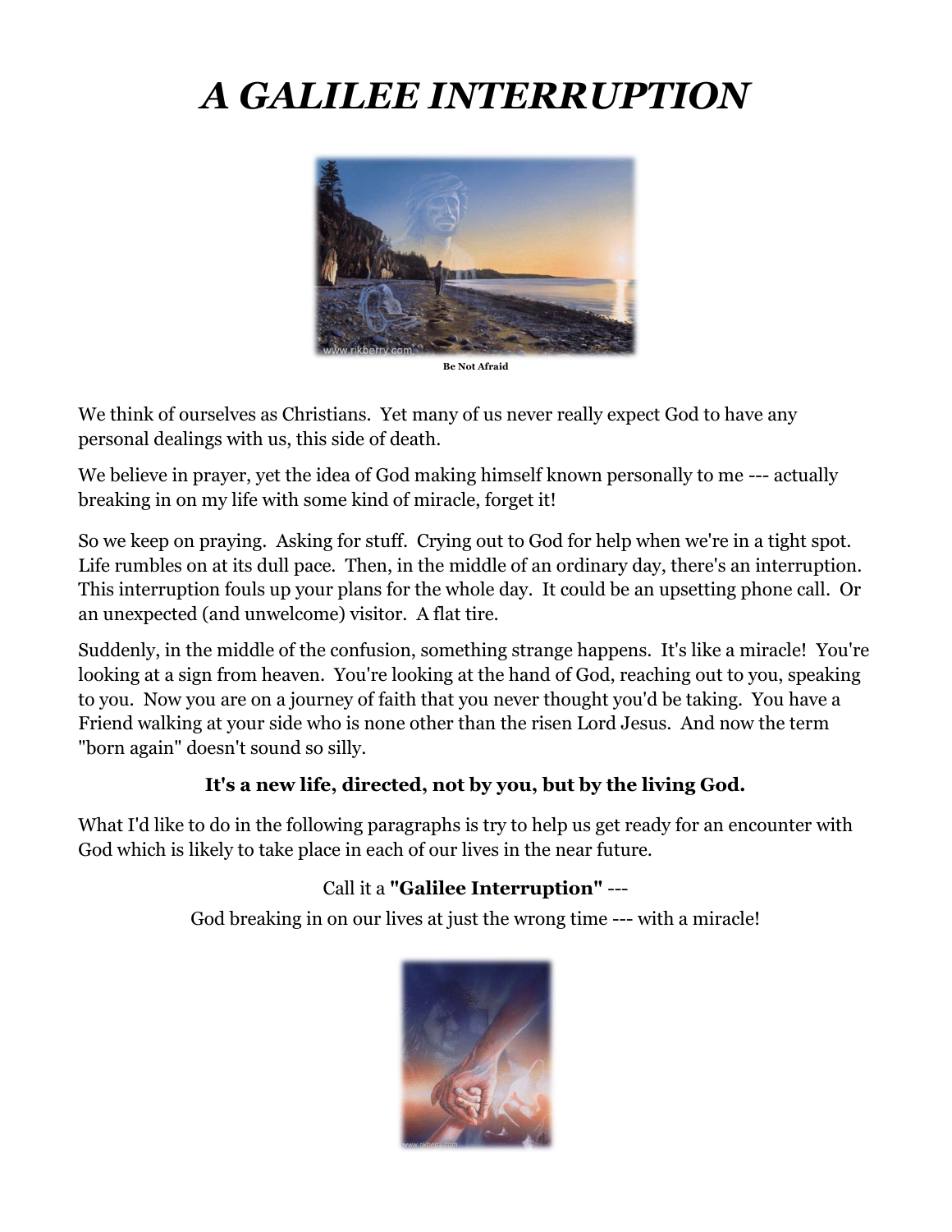# *A GALILEE INTERRUPTION*

Be Not Afraid

We think of ourselves as Christians. Yet many of us never really expect God to have any personal dealings with us, this side of death.

We believe in prayer, yet the idea of God making himself known personally to me --- actually breaking in on my life with some kind of miracle, forget it!

So we keep on praying. Asking for stuff. Crying out to God for help when we're in a tight spot. Life rumbles on at its dull pace. Then, in the middle of an ordinary day, there's an interruption. This interruption fouls up your plans for the whole day. It could be an upsetting phone call. Or an unexpected (and unwelcome) visitor. A flat tire.

Suddenly, in the middle of the confusion, something strange happens. It's like a miracle! You're looking at a sign from heaven. You're looking at the hand of God, reaching out to you, speaking to you. Now you are on a journey of faith that you never thought you'd be taking. You have a Friend walking at your side who is none other than the risen Lord Jesus. And now the term "born again" doesn't sound so silly.

**It's a new life, directed, not by you, but by the living God.**

What I'd like to do in the following paragraphs is try to help us get ready for an encounter with God which is likely to take place in each of our lives in the near future.

Call it a **"Galilee Interruption"** ---

God breaking in on our lives at just the wrong time --- with a miracle!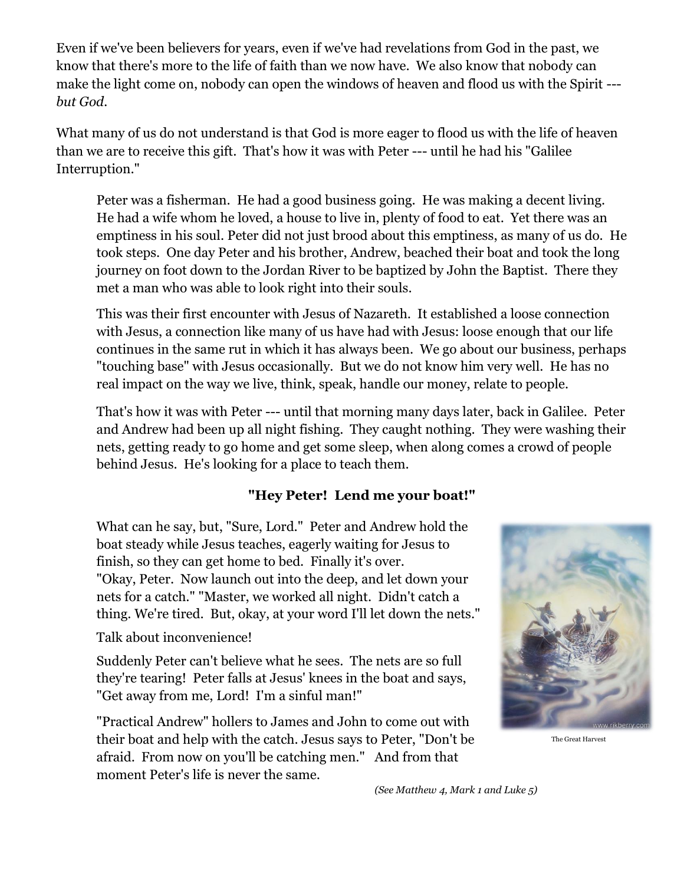Even if we've been believers for years, even if we've had revelations from God in the past, we know that there's more to the life of faith than we now have. We also know that nobody can make the light come on, nobody can open the windows of heaven and flood us with the Spirit --- *but God.*

What many of us do not understand is that God is more eager to flood us with the life of heaven than we are to receive this gift. That's how it was with Peter --- until he had his "Galilee Interruption."

> Peter was a fisherman. He had a good business going. He was making a decent living. He had a wife whom he loved, a house to live in, plenty of food to eat. Yet there was an emptiness in his soul. Peter did not just brood about this emptiness, as many of us do. He took steps. One day Peter and his brother, Andrew, beached their boat and took the long journey on foot down to the Jordan River to be baptized by John the Baptist. There they met a man who was able to look right into their souls.
>
> This was their first encounter with Jesus of Nazareth. It established a loose connection with Jesus, a connection like many of us have had with Jesus: loose enough that our life continues in the same rut in which it has always been. We go about our business, perhaps "touching base" with Jesus occasionally. But we do not know him very well. He has no real impact on the way we live, think, speak, handle our money, relate to people.
>
> That's how it was with Peter --- until that morning many days later, back in Galilee. Peter and Andrew had been up all night fishing. They caught nothing. They were washing their nets, getting ready to go home and get some sleep, when along comes a crowd of people behind Jesus. He's looking for a place to teach them.
>
> **"Hey Peter! Lend me your boat!"**
>
> What can he say, but, "Sure, Lord." Peter and Andrew hold the boat steady while Jesus teaches, eagerly waiting for Jesus to finish, so they can get home to bed. Finally it's over. "Okay, Peter. Now launch out into the deep, and let down your nets for a catch." "Master, we worked all night. Didn't catch a thing. We're tired. But, okay, at your word I'll let down the nets."
>
> Talk about inconvenience!
>
> Suddenly Peter can't believe what he sees. The nets are so full they're tearing! Peter falls at Jesus' knees in the boat and says, "Get away from me, Lord! I'm a sinful man!"
>
> "Practical Andrew" hollers to James and John to come out with their boat and help with the catch. Jesus says to Peter, "Don't be afraid. From now on you'll be catching men." And from that moment Peter's life is never the same.
>
> *(See Matthew 4, Mark 1 and Luke 5)*

The Great Harvest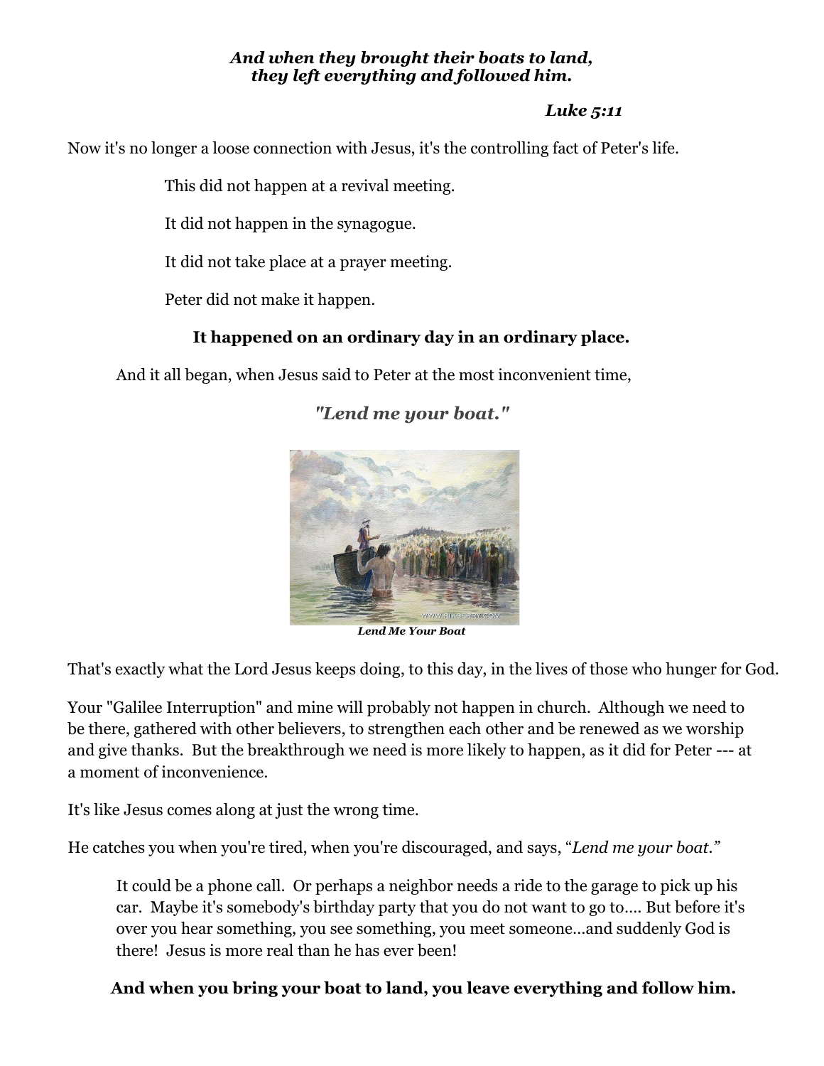***And when they brought their boats to land,***
***they left everything and followed him.***

***Luke 5:11***

Now it's no longer a loose connection with Jesus, it's the controlling fact of Peter's life.

This did not happen at a revival meeting.

It did not happen in the synagogue.

It did not take place at a prayer meeting.

Peter did not make it happen.

**It happened on an ordinary day in an ordinary place.**

And it all began, when Jesus said to Peter at the most inconvenient time,

***"Lend me your boat."***

***Lend Me Your Boat***

That's exactly what the Lord Jesus keeps doing, to this day, in the lives of those who hunger for God.

Your "Galilee Interruption" and mine will probably not happen in church. Although we need to be there, gathered with other believers, to strengthen each other and be renewed as we worship and give thanks. But the breakthrough we need is more likely to happen, as it did for Peter --- at a moment of inconvenience.

It's like Jesus comes along at just the wrong time.

He catches you when you're tired, when you're discouraged, and says, "*Lend me your boat.*"

It could be a phone call. Or perhaps a neighbor needs a ride to the garage to pick up his car. Maybe it's somebody's birthday party that you do not want to go to.... But before it's over you hear something, you see something, you meet someone...and suddenly God is there! Jesus is more real than he has ever been!

**And when you bring your boat to land, you leave everything and follow him.**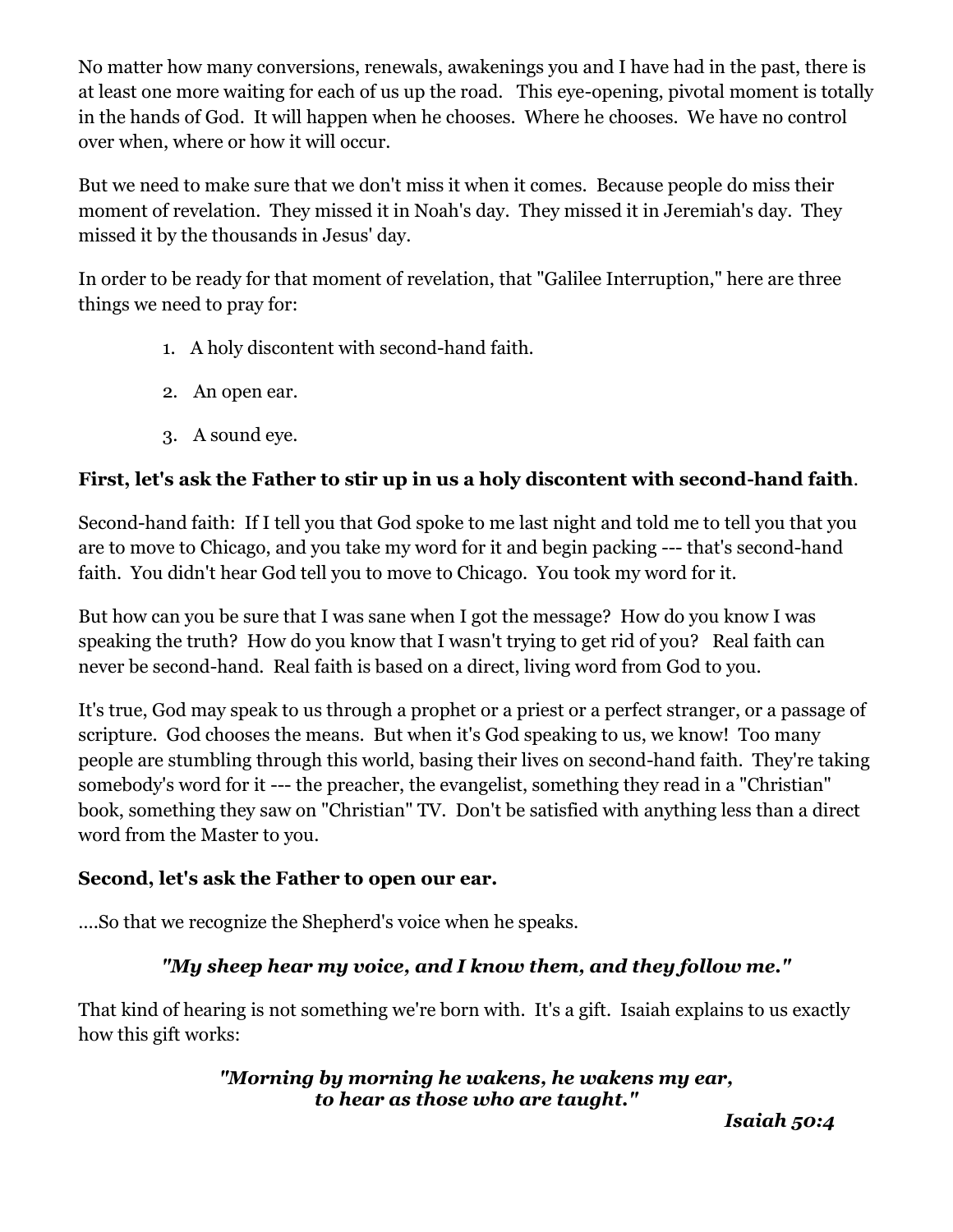No matter how many conversions, renewals, awakenings you and I have had in the past, there is at least one more waiting for each of us up the road.   This eye-opening, pivotal moment is totally in the hands of God.  It will happen when he chooses.  Where he chooses.  We have no control over when, where or how it will occur.

But we need to make sure that we don't miss it when it comes.  Because people do miss their moment of revelation.  They missed it in Noah's day.  They missed it in Jeremiah's day.  They missed it by the thousands in Jesus' day.

In order to be ready for that moment of revelation, that "Galilee Interruption," here are three things we need to pray for:

1. A holy discontent with second-hand faith.
2. An open ear.
3. A sound eye.

**First, let's ask the Father to stir up in us a holy discontent with second-hand faith**.

Second-hand faith:  If I tell you that God spoke to me last night and told me to tell you that you are to move to Chicago, and you take my word for it and begin packing --- that's second-hand faith.  You didn't hear God tell you to move to Chicago.  You took my word for it.

But how can you be sure that I was sane when I got the message?  How do you know I was speaking the truth?  How do you know that I wasn't trying to get rid of you?   Real faith can never be second-hand.  Real faith is based on a direct, living word from God to you.

It's true, God may speak to us through a prophet or a priest or a perfect stranger, or a passage of scripture.  God chooses the means.  But when it's God speaking to us, we know!  Too many people are stumbling through this world, basing their lives on second-hand faith.  They're taking somebody's word for it --- the preacher, the evangelist, something they read in a "Christian" book, something they saw on "Christian" TV.  Don't be satisfied with anything less than a direct word from the Master to you.

**Second, let's ask the Father to open our ear.**

....So that we recognize the Shepherd's voice when he speaks.

***"My sheep hear my voice, and I know them, and they follow me."***

That kind of hearing is not something we're born with.  It's a gift.  Isaiah explains to us exactly how this gift works:

***"Morning by morning he wakens, he wakens my ear,***
***to hear as those who are taught."***

***Isaiah 50:4***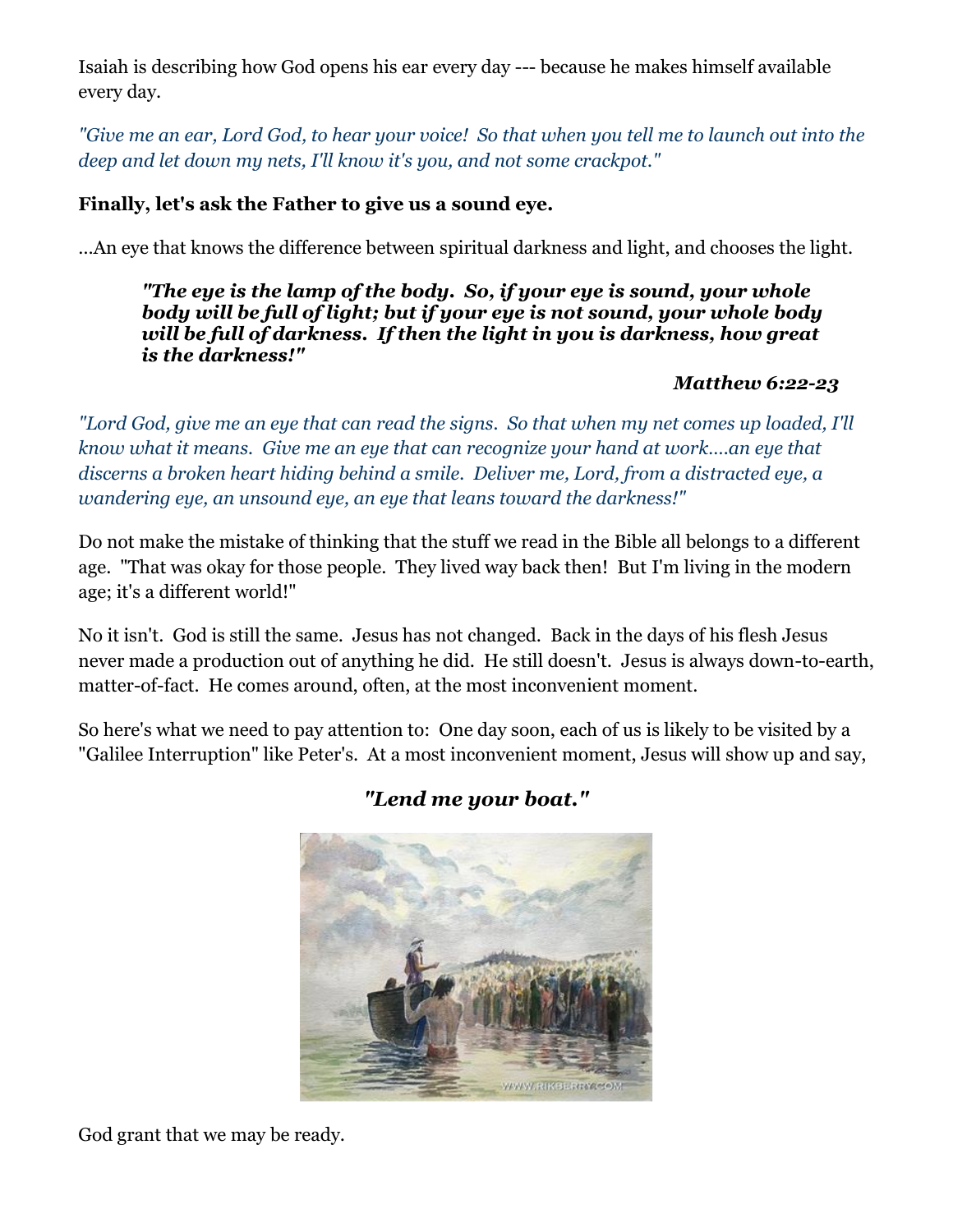Isaiah is describing how God opens his ear every day --- because he makes himself available every day.

*"Give me an ear, Lord God, to hear your voice! So that when you tell me to launch out into the deep and let down my nets, I'll know it's you, and not some crackpot."*

**Finally, let's ask the Father to give us a sound eye.**

...An eye that knows the difference between spiritual darkness and light, and chooses the light.

> ***"The eye is the lamp of the body. So, if your eye is sound, your whole body will be full of light; but if your eye is not sound, your whole body will be full of darkness. If then the light in you is darkness, how great is the darkness!"***
>
> ***Matthew 6:22-23***

*"Lord God, give me an eye that can read the signs. So that when my net comes up loaded, I'll know what it means. Give me an eye that can recognize your hand at work....an eye that discerns a broken heart hiding behind a smile. Deliver me, Lord, from a distracted eye, a wandering eye, an unsound eye, an eye that leans toward the darkness!"*

Do not make the mistake of thinking that the stuff we read in the Bible all belongs to a different age. "That was okay for those people. They lived way back then! But I'm living in the modern age; it's a different world!"

No it isn't. God is still the same. Jesus has not changed. Back in the days of his flesh Jesus never made a production out of anything he did. He still doesn't. Jesus is always down-to-earth, matter-of-fact. He comes around, often, at the most inconvenient moment.

So here's what we need to pay attention to: One day soon, each of us is likely to be visited by a "Galilee Interruption" like Peter's. At a most inconvenient moment, Jesus will show up and say,

***"Lend me your boat."***

God grant that we may be ready.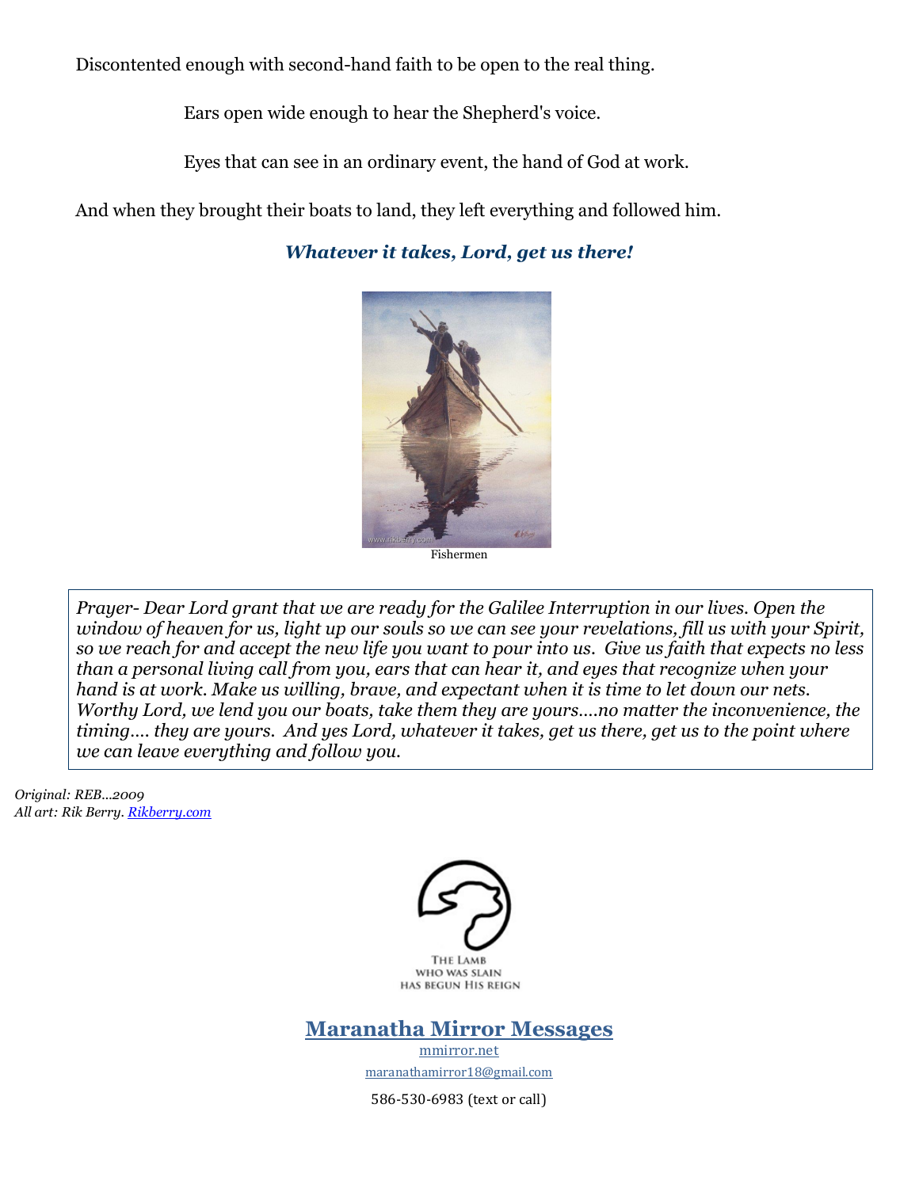Discontented enough with second-hand faith to be open to the real thing.

Ears open wide enough to hear the Shepherd's voice.

Eyes that can see in an ordinary event, the hand of God at work.

And when they brought their boats to land, they left everything and followed him.

***Whatever it takes, Lord, get us there!***

Fishermen

*Prayer- Dear Lord grant that we are ready for the Galilee Interruption in our lives. Open the window of heaven for us, light up our souls so we can see your revelations, fill us with your Spirit, so we reach for and accept the new life you want to pour into us. Give us faith that expects no less than a personal living call from you, ears that can hear it, and eyes that recognize when your hand is at work. Make us willing, brave, and expectant when it is time to let down our nets. Worthy Lord, we lend you our boats, take them they are yours....no matter the inconvenience, the timing.... they are yours. And yes Lord, whatever it takes, get us there, get us to the point where we can leave everything and follow you.*

*Original: REB...2009*
*All art: Rik Berry. [Rikberry.com](Rikberry.com)*

THE LAMB
WHO WAS SLAIN
HAS BEGUN HIS REIGN

## Maranatha Mirror Messages

mmirror.net

maranathamirror18@gmail.com

586-530-6983 (text or call)